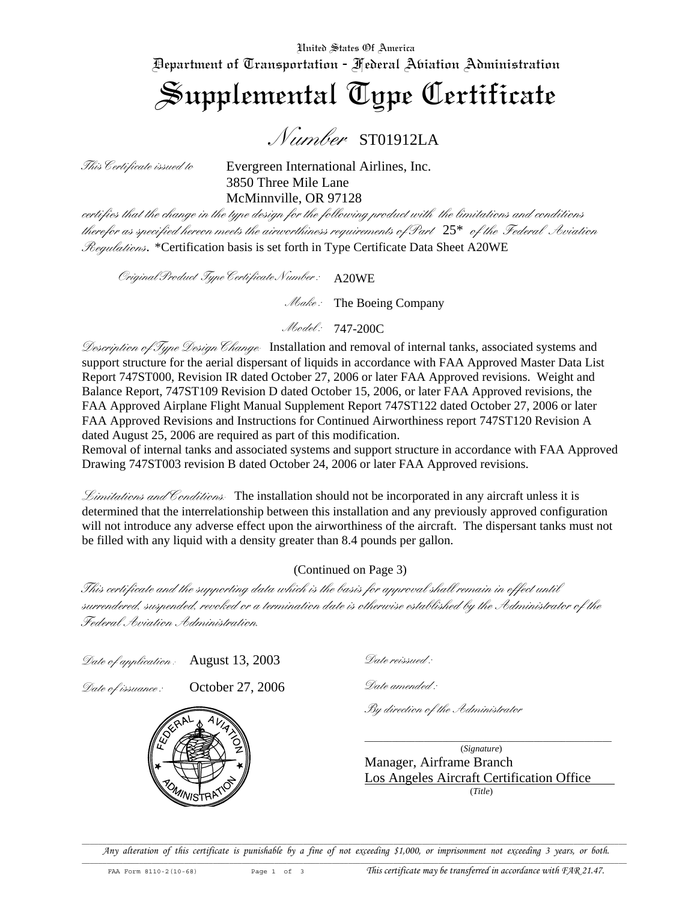United States Of America

Department of Transportation - Federal Aviation Administration

# Supplemental Type Certificate

## *Number* ST01912LA

*This Certificate issued to* Evergreen International Airlines, Inc.
3850 Three Mile Lane
McMinnville, OR 97128

*certifies that the change in the type design for the following product with the limitations and conditions therefor as specified hereon meets the airworthiness requirements of Part* 25* *of the Federal Aviation Regulations*. *Certification basis is set forth in Type Certificate Data Sheet A20WE

*Original Product Type Certificate Number:* A20WE

*Make:* The Boeing Company

*Model:* 747-200C

*Description of Type Design Change:* Installation and removal of internal tanks, associated systems and support structure for the aerial dispersant of liquids in accordance with FAA Approved Master Data List Report 747ST000, Revision IR dated October 27, 2006 or later FAA Approved revisions. Weight and Balance Report, 747ST109 Revision D dated October 15, 2006, or later FAA Approved revisions, the FAA Approved Airplane Flight Manual Supplement Report 747ST122 dated October 27, 2006 or later FAA Approved Revisions and Instructions for Continued Airworthiness report 747ST120 Revision A dated August 25, 2006 are required as part of this modification.
Removal of internal tanks and associated systems and support structure in accordance with FAA Approved Drawing 747ST003 revision B dated October 24, 2006 or later FAA Approved revisions.

*Limitations and Conditions:* The installation should not be incorporated in any aircraft unless it is determined that the interrelationship between this installation and any previously approved configuration will not introduce any adverse effect upon the airworthiness of the aircraft. The dispersant tanks must not be filled with any liquid with a density greater than 8.4 pounds per gallon.

(Continued on Page 3)

*This certificate and the supporting data which is the basis for approval shall remain in effect until surrendered, suspended, revoked or a termination date is otherwise established by the Administrator of the Federal Aviation Administration.*

*Date of application:* August 13, 2003

*Date of issuance:* October 27, 2006

*Date reissued:*

*Date amended:*

*By direction of the Administrator*

(*Signature*)

Manager, Airframe Branch
Los Angeles Aircraft Certification Office
(*Title*)

*Any alteration of this certificate is punishable by a fine of not exceeding $1,000, or imprisonment not exceeding 3 years, or both.*

FAA Form 8110-2(10-68)

*This certificate may be transferred in accordance with FAR 21.47.*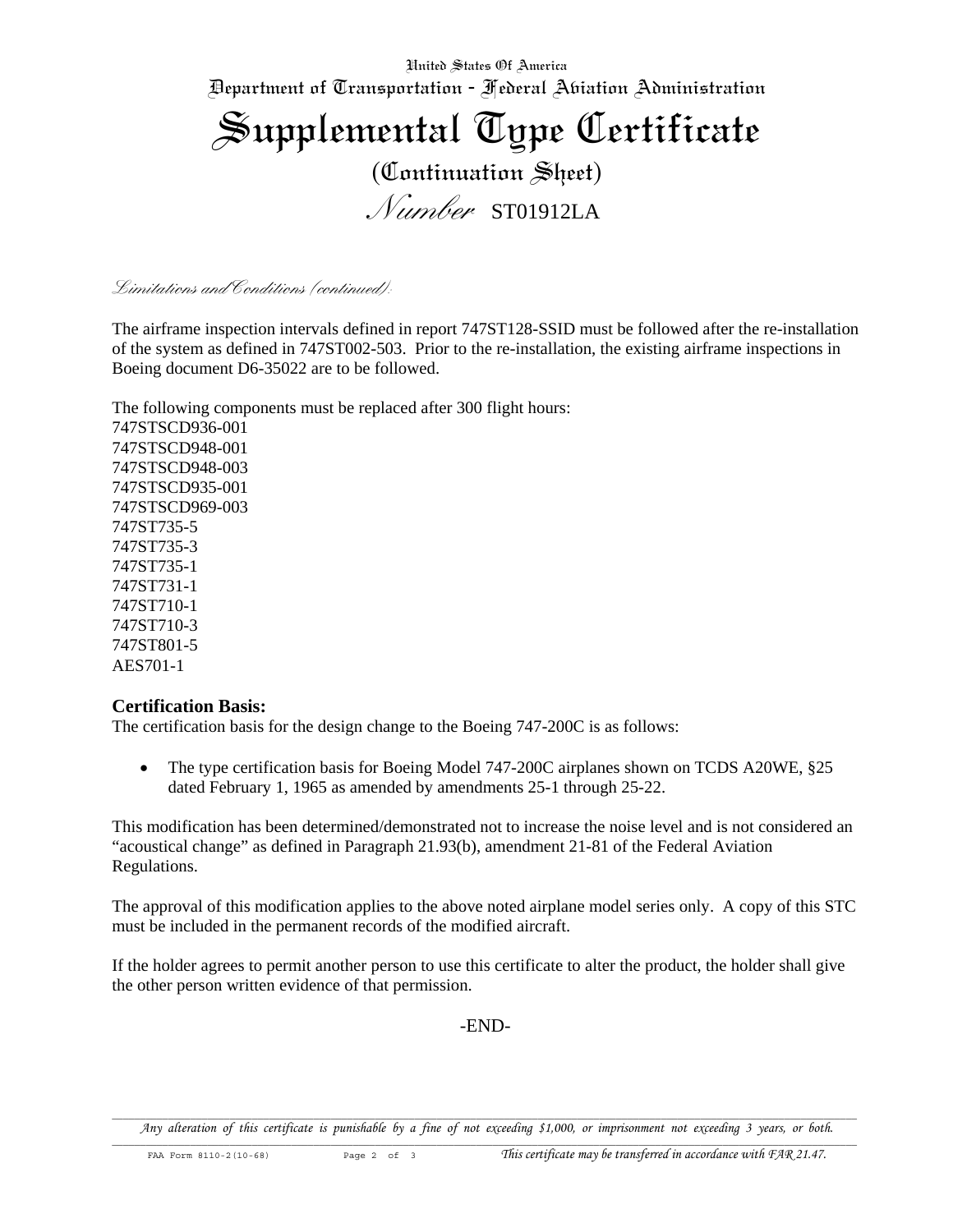United States Of America

Department of Transportation - Federal Aviation Administration

# Supplemental Type Certificate

(Continuation Sheet)

*Number* ST01912LA

*Limitations and Conditions (continued):*

The airframe inspection intervals defined in report 747ST128-SSID must be followed after the re-installation of the system as defined in 747ST002-503. Prior to the re-installation, the existing airframe inspections in Boeing document D6-35022 are to be followed.

The following components must be replaced after 300 flight hours:
747STSCD936-001
747STSCD948-001
747STSCD948-003
747STSCD935-001
747STSCD969-003
747ST735-5
747ST735-3
747ST735-1
747ST731-1
747ST710-1
747ST710-3
747ST801-5
AES701-1

**Certification Basis:**
The certification basis for the design change to the Boeing 747-200C is as follows:

- The type certification basis for Boeing Model 747-200C airplanes shown on TCDS A20WE, §25 dated February 1, 1965 as amended by amendments 25-1 through 25-22.

This modification has been determined/demonstrated not to increase the noise level and is not considered an "acoustical change" as defined in Paragraph 21.93(b), amendment 21-81 of the Federal Aviation Regulations.

The approval of this modification applies to the above noted airplane model series only. A copy of this STC must be included in the permanent records of the modified aircraft.

If the holder agrees to permit another person to use this certificate to alter the product, the holder shall give the other person written evidence of that permission.

-END-

*Any alteration of this certificate is punishable by a fine of not exceeding $1,000, or imprisonment not exceeding 3 years, or both.*

FAA Form 8110-2(10-68) *This certificate may be transferred in accordance with FAR 21.47.*